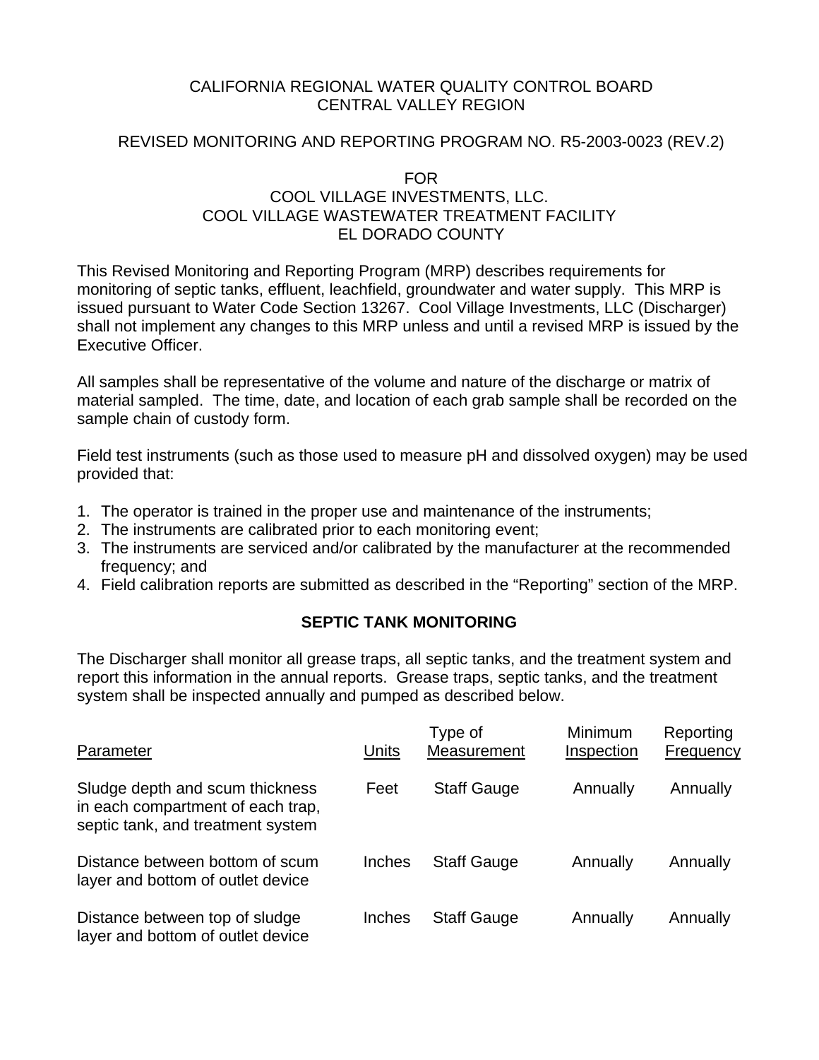CALIFORNIA REGIONAL WATER QUALITY CONTROL BOARD
CENTRAL VALLEY REGION

REVISED MONITORING AND REPORTING PROGRAM NO. R5-2003-0023 (REV.2)

FOR
COOL VILLAGE INVESTMENTS, LLC.
COOL VILLAGE WASTEWATER TREATMENT FACILITY
EL DORADO COUNTY

This Revised Monitoring and Reporting Program (MRP) describes requirements for monitoring of septic tanks, effluent, leachfield, groundwater and water supply. This MRP is issued pursuant to Water Code Section 13267. Cool Village Investments, LLC (Discharger) shall not implement any changes to this MRP unless and until a revised MRP is issued by the Executive Officer.

All samples shall be representative of the volume and nature of the discharge or matrix of material sampled. The time, date, and location of each grab sample shall be recorded on the sample chain of custody form.

Field test instruments (such as those used to measure pH and dissolved oxygen) may be used provided that:

1. The operator is trained in the proper use and maintenance of the instruments;
2. The instruments are calibrated prior to each monitoring event;
3. The instruments are serviced and/or calibrated by the manufacturer at the recommended frequency; and
4. Field calibration reports are submitted as described in the "Reporting" section of the MRP.

## SEPTIC TANK MONITORING

The Discharger shall monitor all grease traps, all septic tanks, and the treatment system and report this information in the annual reports. Grease traps, septic tanks, and the treatment system shall be inspected annually and pumped as described below.

| Parameter | Units | Type of Measurement | Minimum Inspection | Reporting Frequency |
|---|---|---|---|---|
| Sludge depth and scum thickness in each compartment of each trap, septic tank, and treatment system | Feet | Staff Gauge | Annually | Annually |
| Distance between bottom of scum layer and bottom of outlet device | Inches | Staff Gauge | Annually | Annually |
| Distance between top of sludge layer and bottom of outlet device | Inches | Staff Gauge | Annually | Annually |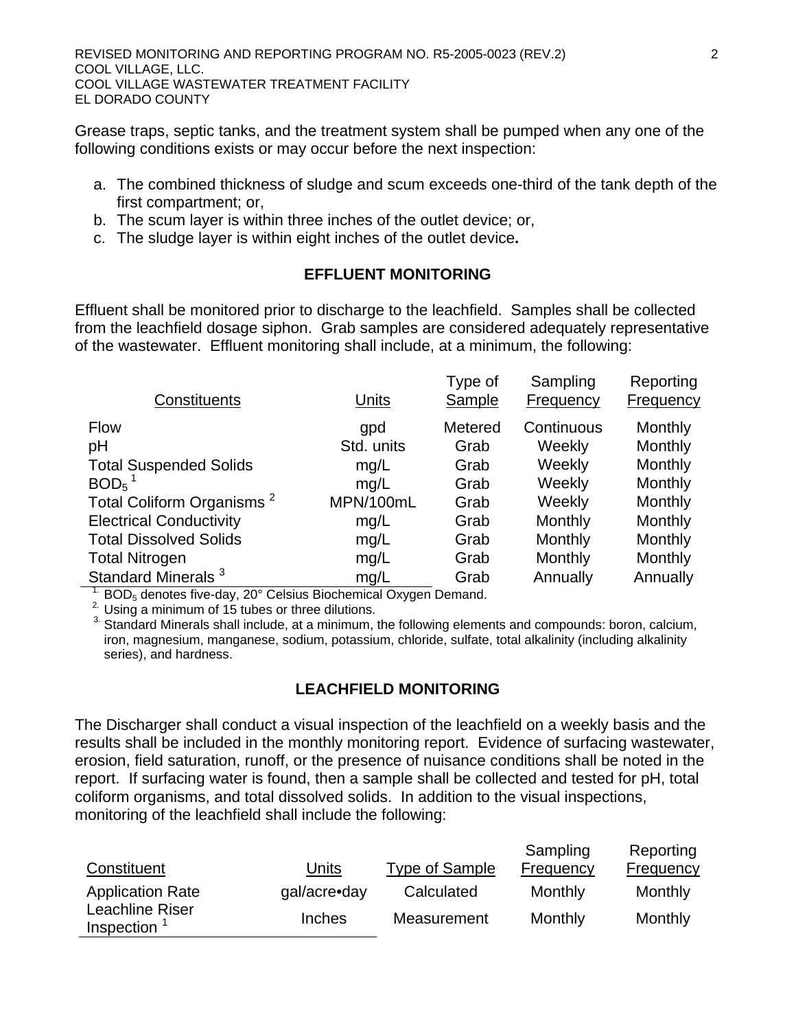Grease traps, septic tanks, and the treatment system shall be pumped when any one of the following conditions exists or may occur before the next inspection:

a. The combined thickness of sludge and scum exceeds one-third of the tank depth of the first compartment; or,
b. The scum layer is within three inches of the outlet device; or,
c. The sludge layer is within eight inches of the outlet device**.**

## EFFLUENT MONITORING

Effluent shall be monitored prior to discharge to the leachfield. Samples shall be collected from the leachfield dosage siphon. Grab samples are considered adequately representative of the wastewater. Effluent monitoring shall include, at a minimum, the following:

| Constituents | Units | Type of Sample | Sampling Frequency | Reporting Frequency |
|---|---|---|---|---|
| Flow | gpd | Metered | Continuous | Monthly |
| pH | Std. units | Grab | Weekly | Monthly |
| Total Suspended Solids | mg/L | Grab | Weekly | Monthly |
| $BOD_5$ [1] | mg/L | Grab | Weekly | Monthly |
| Total Coliform Organisms [2] | MPN/100mL | Grab | Weekly | Monthly |
| Electrical Conductivity | mg/L | Grab | Monthly | Monthly |
| Total Dissolved Solids | mg/L | Grab | Monthly | Monthly |
| Total Nitrogen | mg/L | Grab | Monthly | Monthly |
| Standard Minerals [3] | mg/L | Grab | Annually | Annually |

1. $BOD_5$ denotes five-day, 20° Celsius Biochemical Oxygen Demand.
2. Using a minimum of 15 tubes or three dilutions.
3. Standard Minerals shall include, at a minimum, the following elements and compounds: boron, calcium, iron, magnesium, manganese, sodium, potassium, chloride, sulfate, total alkalinity (including alkalinity series), and hardness.

## LEACHFIELD MONITORING

The Discharger shall conduct a visual inspection of the leachfield on a weekly basis and the results shall be included in the monthly monitoring report. Evidence of surfacing wastewater, erosion, field saturation, runoff, or the presence of nuisance conditions shall be noted in the report. If surfacing water is found, then a sample shall be collected and tested for pH, total coliform organisms, and total dissolved solids. In addition to the visual inspections, monitoring of the leachfield shall include the following:

| Constituent | Units | Type of Sample | Sampling Frequency | Reporting Frequency |
|---|---|---|---|---|
| Application Rate | gal/acre•day | Calculated | Monthly | Monthly |
| Leachline Riser Inspection [1] | Inches | Measurement | Monthly | Monthly |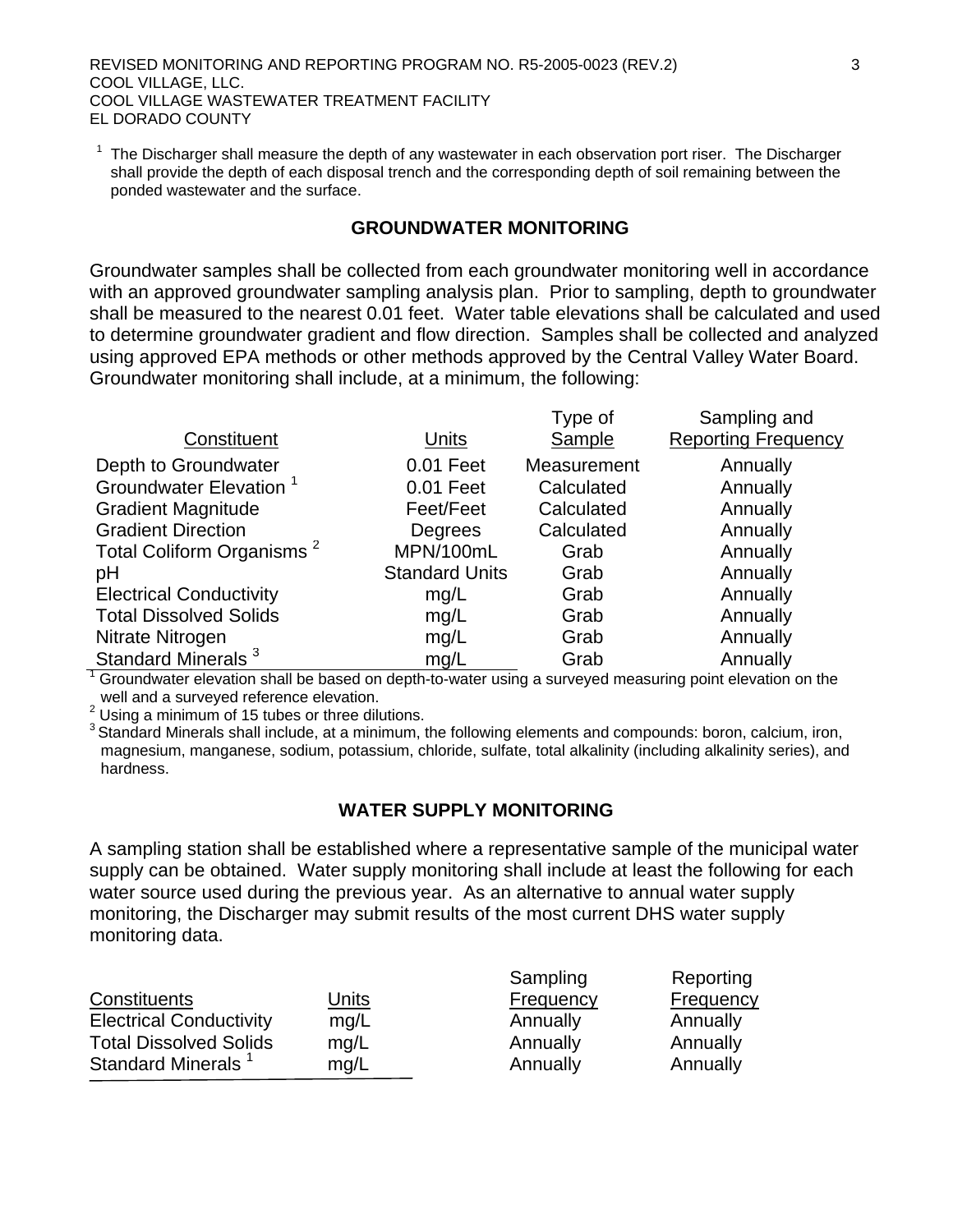[1] The Discharger shall measure the depth of any wastewater in each observation port riser. The Discharger shall provide the depth of each disposal trench and the corresponding depth of soil remaining between the ponded wastewater and the surface.

## GROUNDWATER MONITORING

Groundwater samples shall be collected from each groundwater monitoring well in accordance with an approved groundwater sampling analysis plan. Prior to sampling, depth to groundwater shall be measured to the nearest 0.01 feet. Water table elevations shall be calculated and used to determine groundwater gradient and flow direction. Samples shall be collected and analyzed using approved EPA methods or other methods approved by the Central Valley Water Board. Groundwater monitoring shall include, at a minimum, the following:

| Constituent | Units | Type of Sample | Sampling and Reporting Frequency |
|---|---|---|---|
| Depth to Groundwater | 0.01 Feet | Measurement | Annually |
| Groundwater Elevation [1] | 0.01 Feet | Calculated | Annually |
| Gradient Magnitude | Feet/Feet | Calculated | Annually |
| Gradient Direction | Degrees | Calculated | Annually |
| Total Coliform Organisms [2] | MPN/100mL | Grab | Annually |
| pH | Standard Units | Grab | Annually |
| Electrical Conductivity | mg/L | Grab | Annually |
| Total Dissolved Solids | mg/L | Grab | Annually |
| Nitrate Nitrogen | mg/L | Grab | Annually |
| Standard Minerals [3] | mg/L | Grab | Annually |

[1] Groundwater elevation shall be based on depth-to-water using a surveyed measuring point elevation on the well and a surveyed reference elevation.

[2] Using a minimum of 15 tubes or three dilutions.

[3] Standard Minerals shall include, at a minimum, the following elements and compounds: boron, calcium, iron, magnesium, manganese, sodium, potassium, chloride, sulfate, total alkalinity (including alkalinity series), and hardness.

## WATER SUPPLY MONITORING

A sampling station shall be established where a representative sample of the municipal water supply can be obtained. Water supply monitoring shall include at least the following for each water source used during the previous year. As an alternative to annual water supply monitoring, the Discharger may submit results of the most current DHS water supply monitoring data.

| Constituents | Units | Sampling Frequency | Reporting Frequency |
|---|---|---|---|
| Electrical Conductivity | mg/L | Annually | Annually |
| Total Dissolved Solids | mg/L | Annually | Annually |
| Standard Minerals [1] | mg/L | Annually | Annually |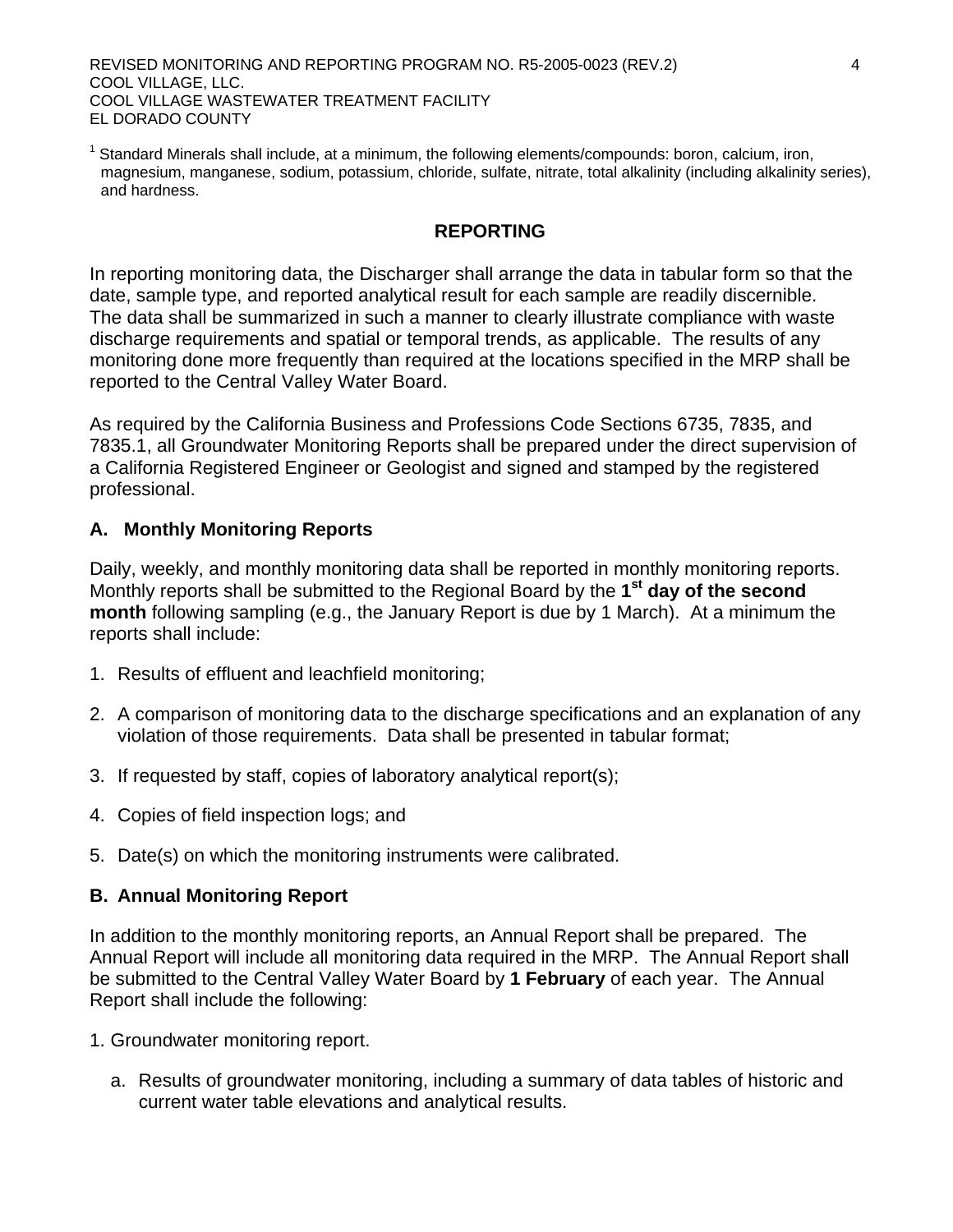[1] Standard Minerals shall include, at a minimum, the following elements/compounds: boron, calcium, iron, magnesium, manganese, sodium, potassium, chloride, sulfate, nitrate, total alkalinity (including alkalinity series), and hardness.

## REPORTING

In reporting monitoring data, the Discharger shall arrange the data in tabular form so that the date, sample type, and reported analytical result for each sample are readily discernible. The data shall be summarized in such a manner to clearly illustrate compliance with waste discharge requirements and spatial or temporal trends, as applicable. The results of any monitoring done more frequently than required at the locations specified in the MRP shall be reported to the Central Valley Water Board.

As required by the California Business and Professions Code Sections 6735, 7835, and 7835.1, all Groundwater Monitoring Reports shall be prepared under the direct supervision of a California Registered Engineer or Geologist and signed and stamped by the registered professional.

### A. Monthly Monitoring Reports

Daily, weekly, and monthly monitoring data shall be reported in monthly monitoring reports. Monthly reports shall be submitted to the Regional Board by the **1st day of the second month** following sampling (e.g., the January Report is due by 1 March). At a minimum the reports shall include:

1. Results of effluent and leachfield monitoring;
2. A comparison of monitoring data to the discharge specifications and an explanation of any violation of those requirements. Data shall be presented in tabular format;
3. If requested by staff, copies of laboratory analytical report(s);
4. Copies of field inspection logs; and
5. Date(s) on which the monitoring instruments were calibrated.

### B. Annual Monitoring Report

In addition to the monthly monitoring reports, an Annual Report shall be prepared. The Annual Report will include all monitoring data required in the MRP. The Annual Report shall be submitted to the Central Valley Water Board by **1 February** of each year. The Annual Report shall include the following:

1. Groundwater monitoring report.
   a. Results of groundwater monitoring, including a summary of data tables of historic and current water table elevations and analytical results.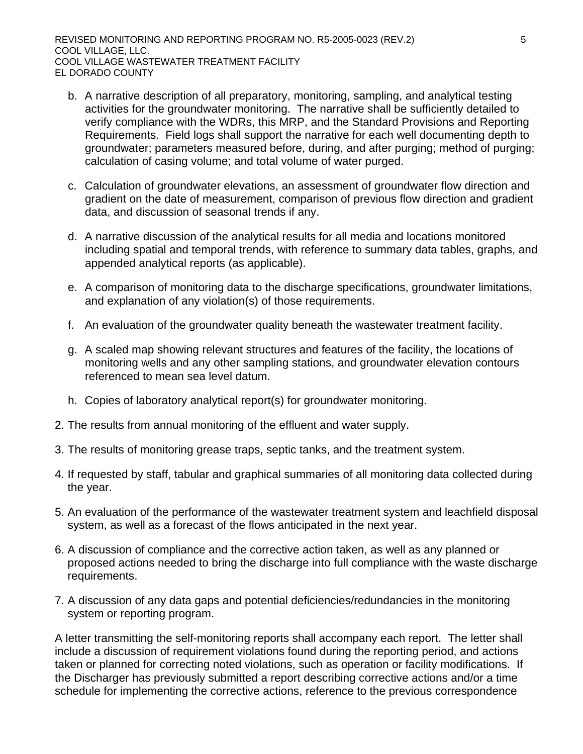b. A narrative description of all preparatory, monitoring, sampling, and analytical testing activities for the groundwater monitoring. The narrative shall be sufficiently detailed to verify compliance with the WDRs, this MRP, and the Standard Provisions and Reporting Requirements. Field logs shall support the narrative for each well documenting depth to groundwater; parameters measured before, during, and after purging; method of purging; calculation of casing volume; and total volume of water purged.

c. Calculation of groundwater elevations, an assessment of groundwater flow direction and gradient on the date of measurement, comparison of previous flow direction and gradient data, and discussion of seasonal trends if any.

d. A narrative discussion of the analytical results for all media and locations monitored including spatial and temporal trends, with reference to summary data tables, graphs, and appended analytical reports (as applicable).

e. A comparison of monitoring data to the discharge specifications, groundwater limitations, and explanation of any violation(s) of those requirements.

f. An evaluation of the groundwater quality beneath the wastewater treatment facility.

g. A scaled map showing relevant structures and features of the facility, the locations of monitoring wells and any other sampling stations, and groundwater elevation contours referenced to mean sea level datum.

h. Copies of laboratory analytical report(s) for groundwater monitoring.

2. The results from annual monitoring of the effluent and water supply.

3. The results of monitoring grease traps, septic tanks, and the treatment system.

4. If requested by staff, tabular and graphical summaries of all monitoring data collected during the year.

5. An evaluation of the performance of the wastewater treatment system and leachfield disposal system, as well as a forecast of the flows anticipated in the next year.

6. A discussion of compliance and the corrective action taken, as well as any planned or proposed actions needed to bring the discharge into full compliance with the waste discharge requirements.

7. A discussion of any data gaps and potential deficiencies/redundancies in the monitoring system or reporting program.

A letter transmitting the self-monitoring reports shall accompany each report. The letter shall include a discussion of requirement violations found during the reporting period, and actions taken or planned for correcting noted violations, such as operation or facility modifications. If the Discharger has previously submitted a report describing corrective actions and/or a time schedule for implementing the corrective actions, reference to the previous correspondence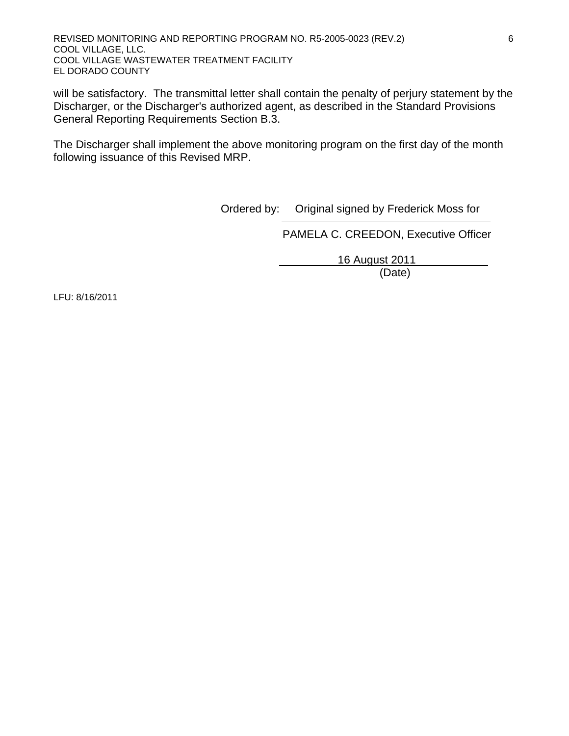will be satisfactory. The transmittal letter shall contain the penalty of perjury statement by the Discharger, or the Discharger's authorized agent, as described in the Standard Provisions General Reporting Requirements Section B.3.

The Discharger shall implement the above monitoring program on the first day of the month following issuance of this Revised MRP.

Ordered by: Original signed by Frederick Moss for

PAMELA C. CREEDON, Executive Officer

16 August 2011
(Date)

LFU: 8/16/2011